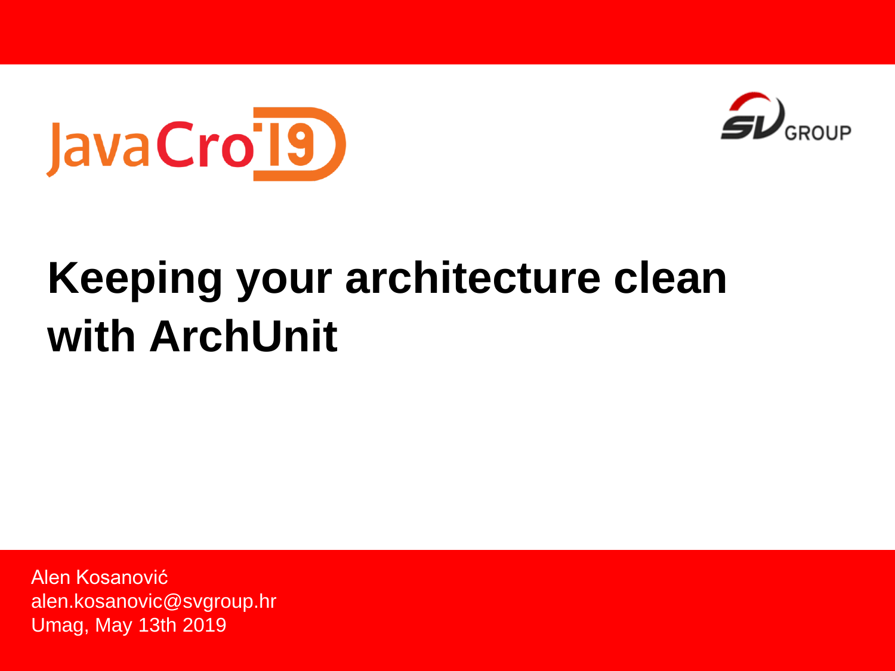JavaCro'19

SV GROUP

# Keeping your architecture clean with ArchUnit

Alen Kosanović
alen.kosanovic@svgroup.hr
Umag, May 13th 2019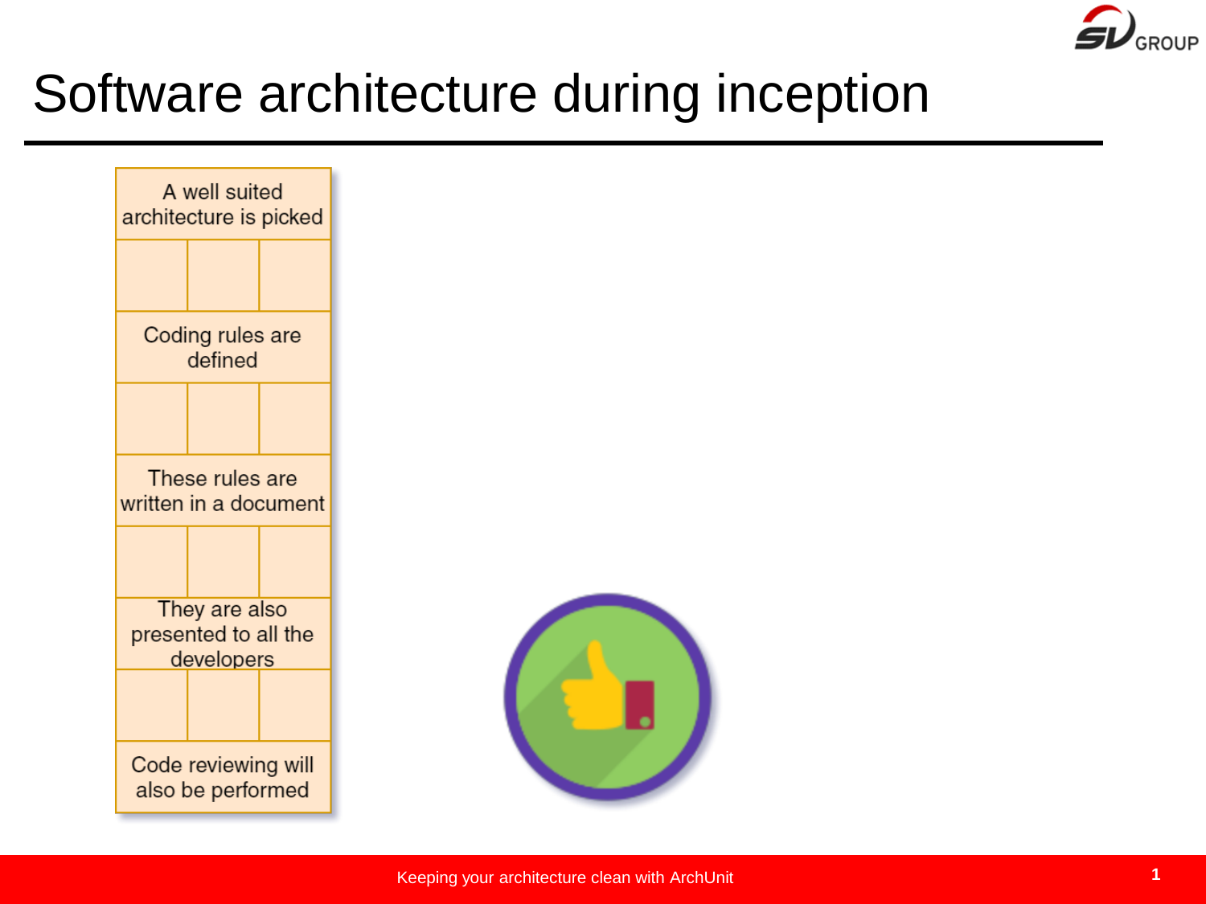# Software architecture during inception

A well suited architecture is picked

Coding rules are defined

These rules are written in a document

They are also presented to all the developers

Code reviewing will also be performed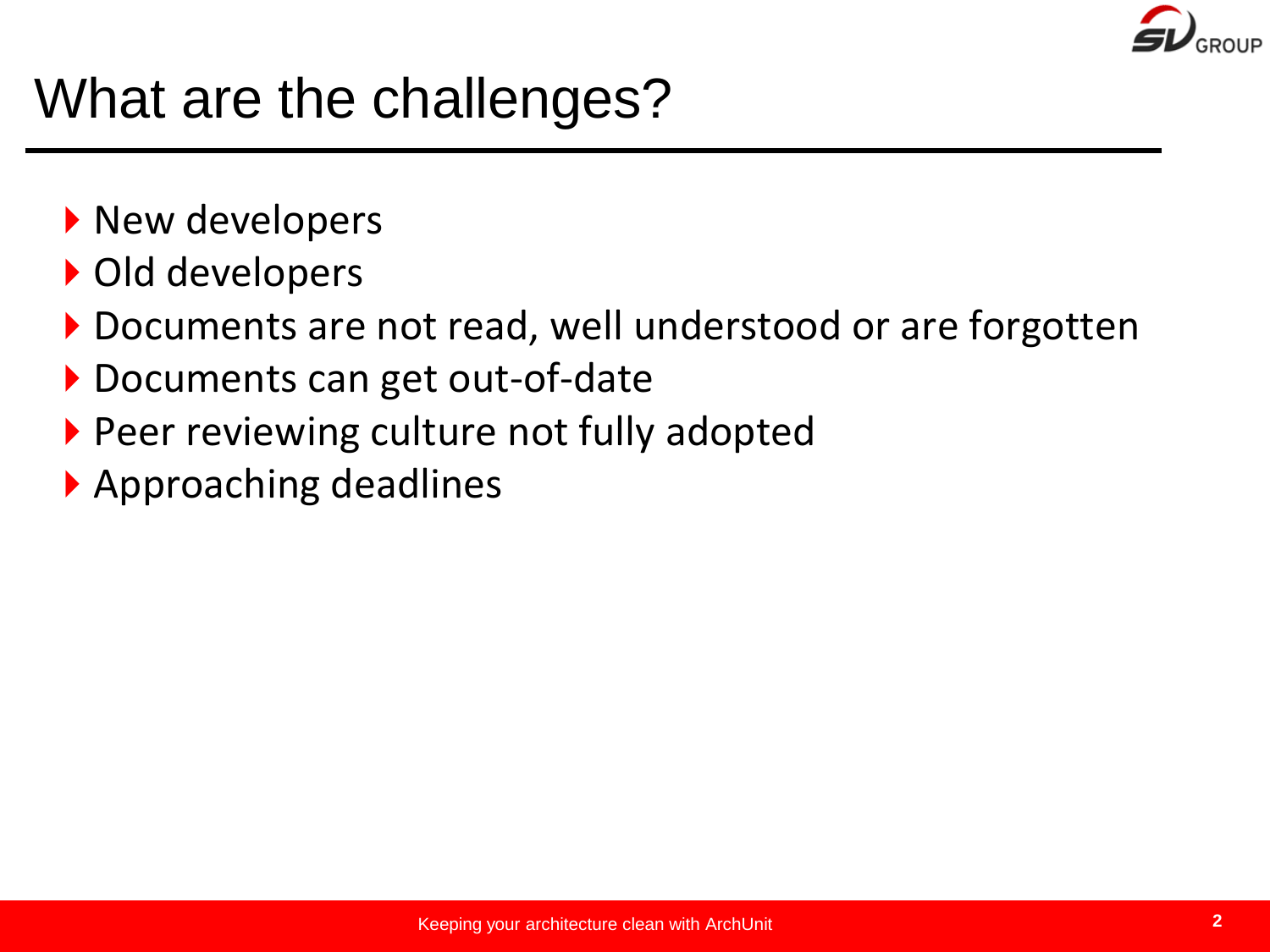# What are the challenges?

- New developers
- Old developers
- Documents are not read, well understood or are forgotten
- Documents can get out-of-date
- Peer reviewing culture not fully adopted
- Approaching deadlines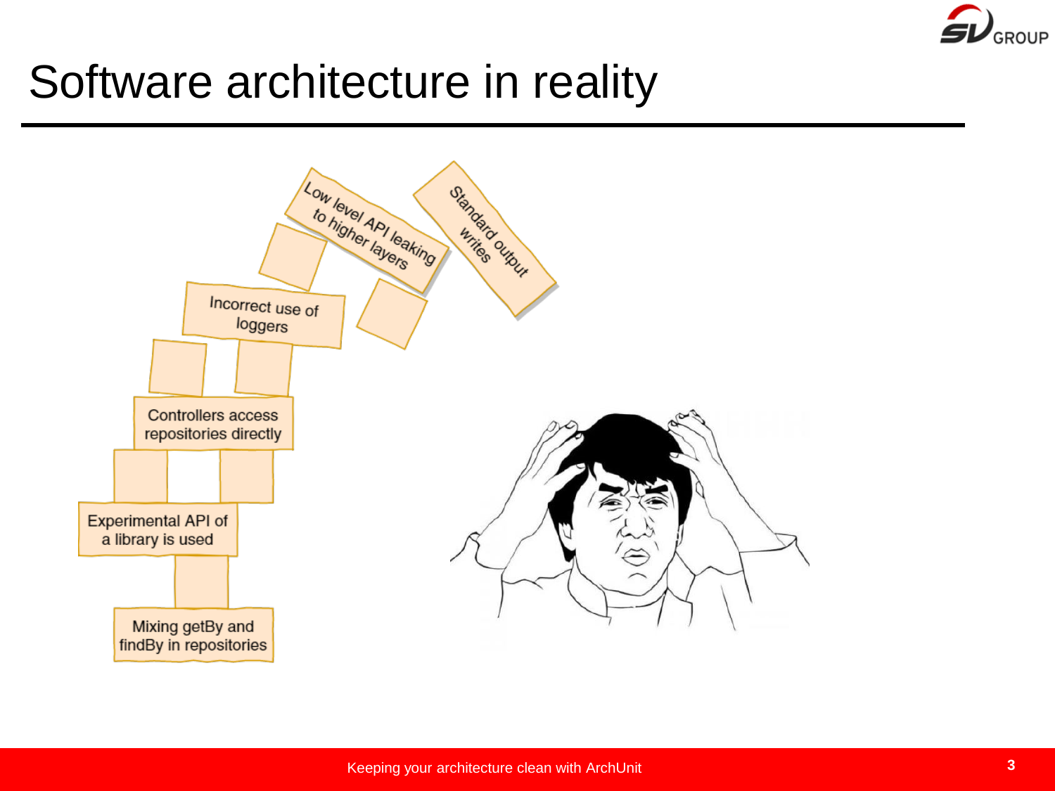# Software architecture in reality

Low level API leaking to higher layers

Standard output writes

Incorrect use of loggers

Controllers access repositories directly

Experimental API of a library is used

Mixing getBy and findBy in repositories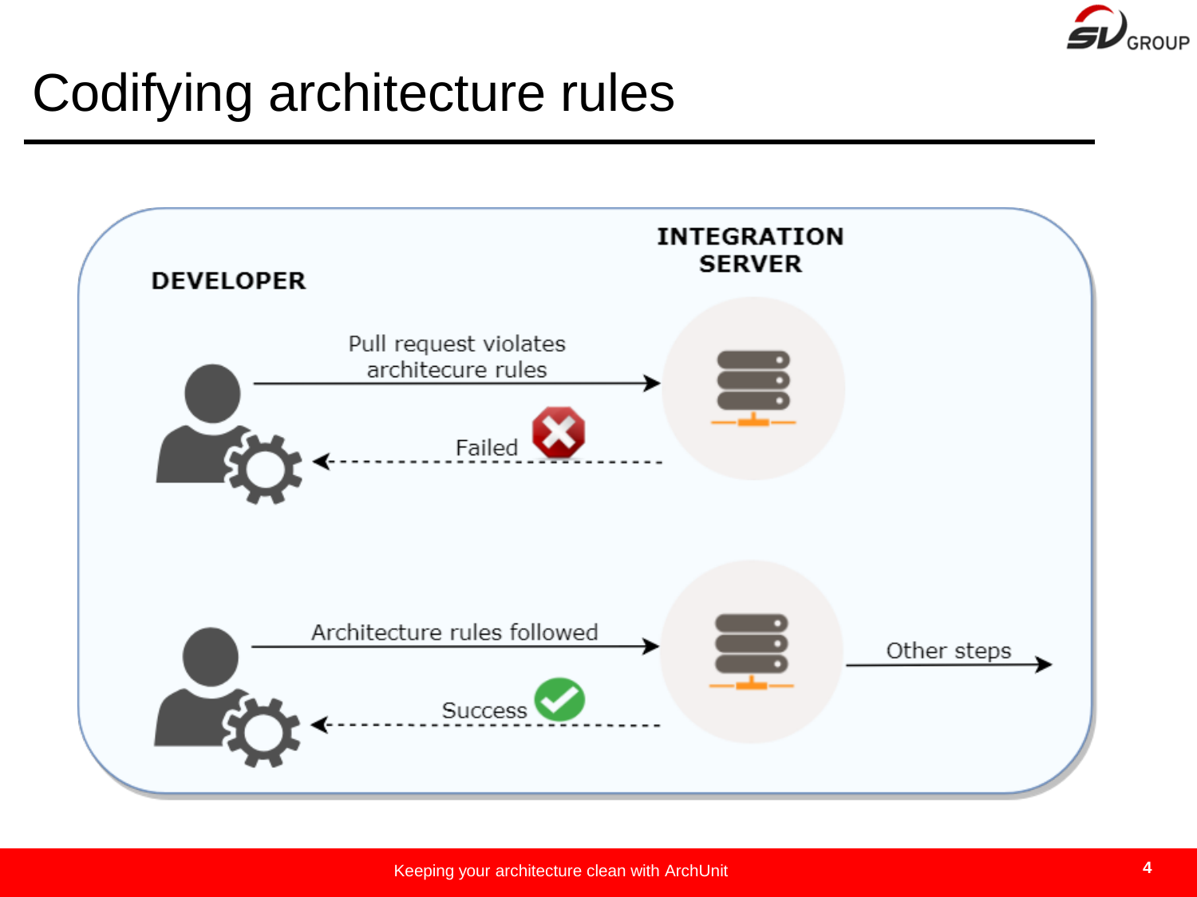# Codifying architecture rules

DEVELOPER

INTEGRATION SERVER

Pull request violates architecure rules

Failed

Architecture rules followed

Success

Other steps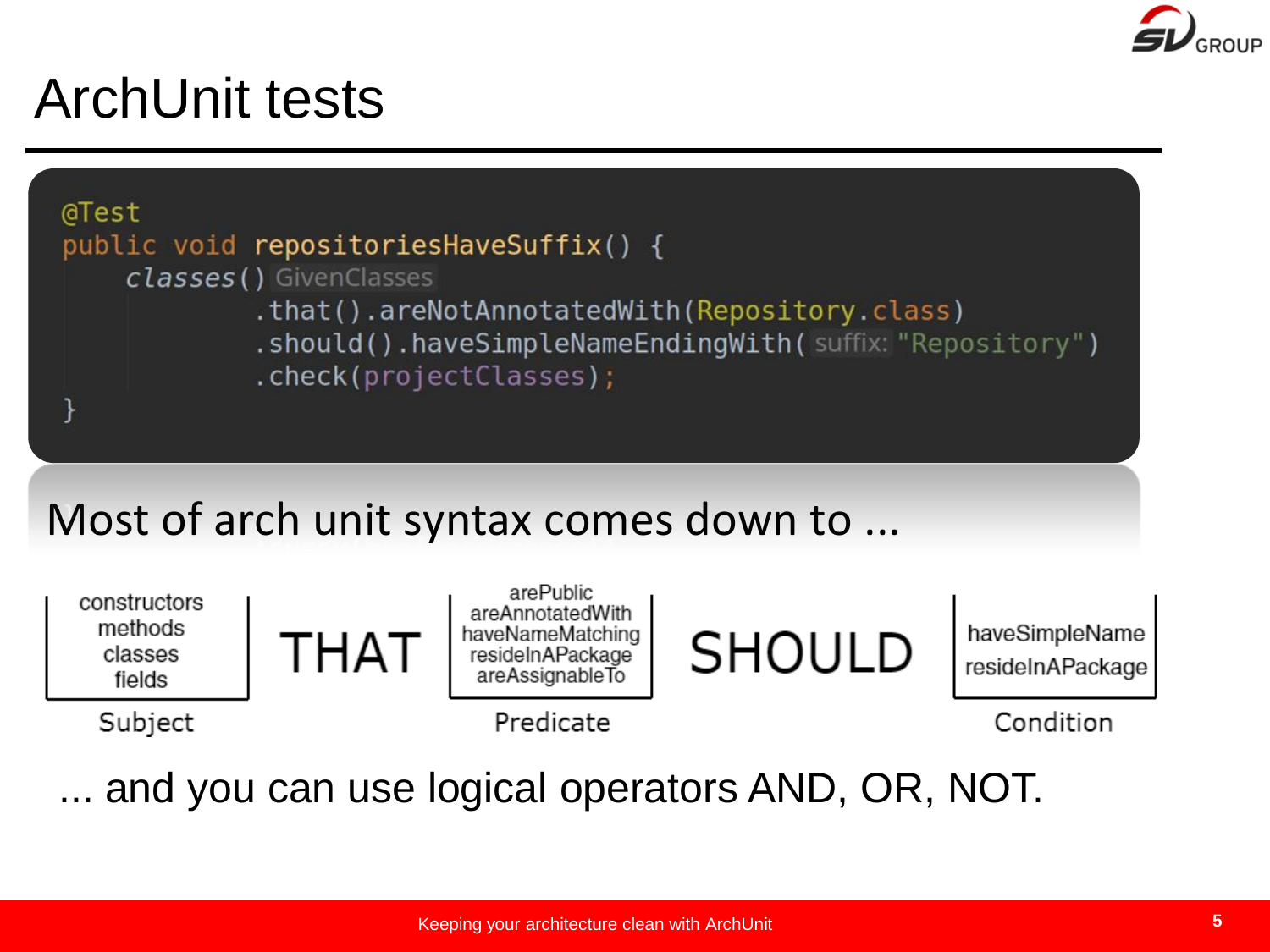# ArchUnit tests

```java
@Test
public void repositoriesHaveSuffix() {
    classes() GivenClasses
            .that().areNotAnnotatedWith(Repository.class)
            .should().haveSimpleNameEndingWith( suffix: "Repository")
            .check(projectClasses);
}
```

Most of arch unit syntax comes down to ...

constructors
methods
classes
fields

Subject

THAT

arePublic
areAnnotatedWith
haveNameMatching
resideInAPackage
areAssignableTo

Predicate

SHOULD

haveSimpleName
resideInAPackage

Condition

... and you can use logical operators AND, OR, NOT.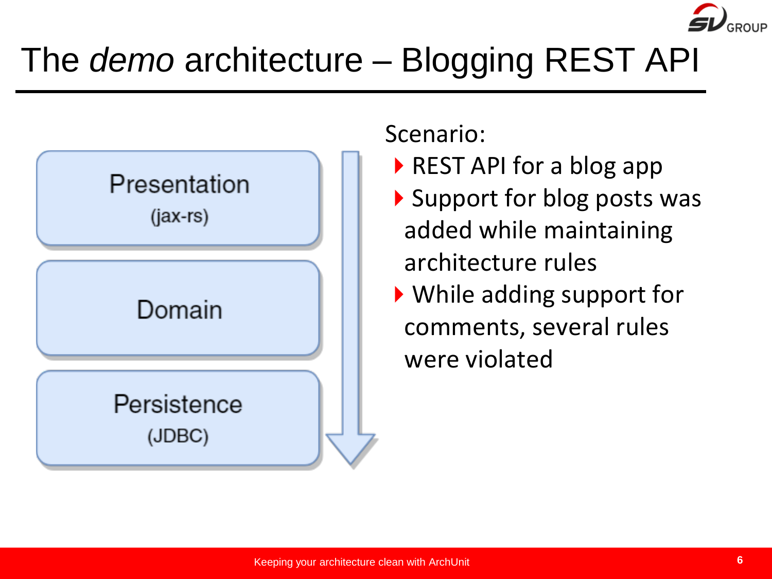# The *demo* architecture – Blogging REST API

Presentation
(jax-rs)

Domain

Persistence
(JDBC)

Scenario:

- REST API for a blog app
- Support for blog posts was added while maintaining architecture rules
- While adding support for comments, several rules were violated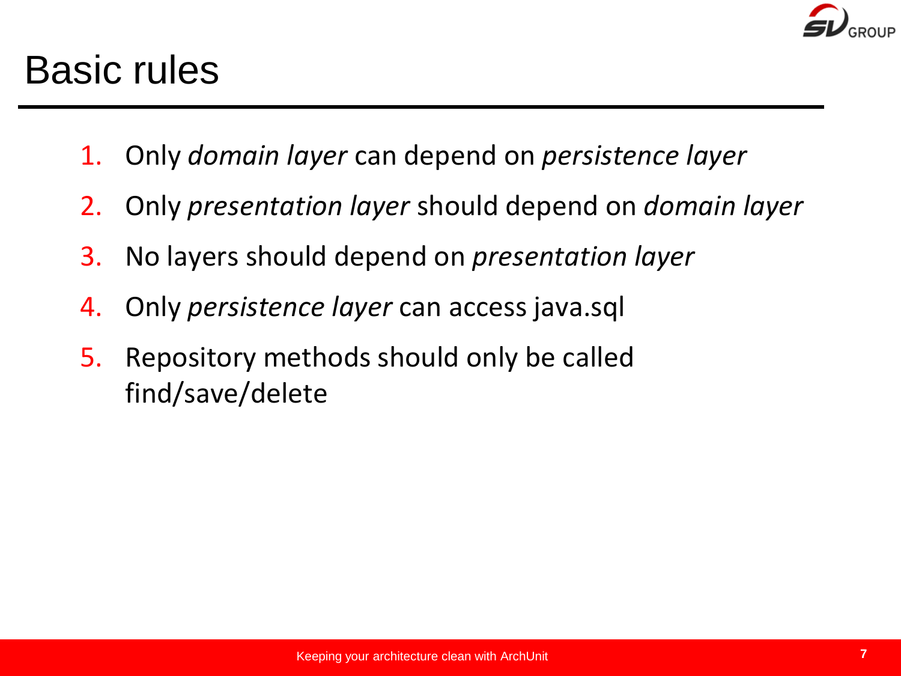# Basic rules

1. Only *domain layer* can depend on *persistence layer*
2. Only *presentation layer* should depend on *domain layer*
3. No layers should depend on *presentation layer*
4. Only *persistence layer* can access java.sql
5. Repository methods should only be called find/save/delete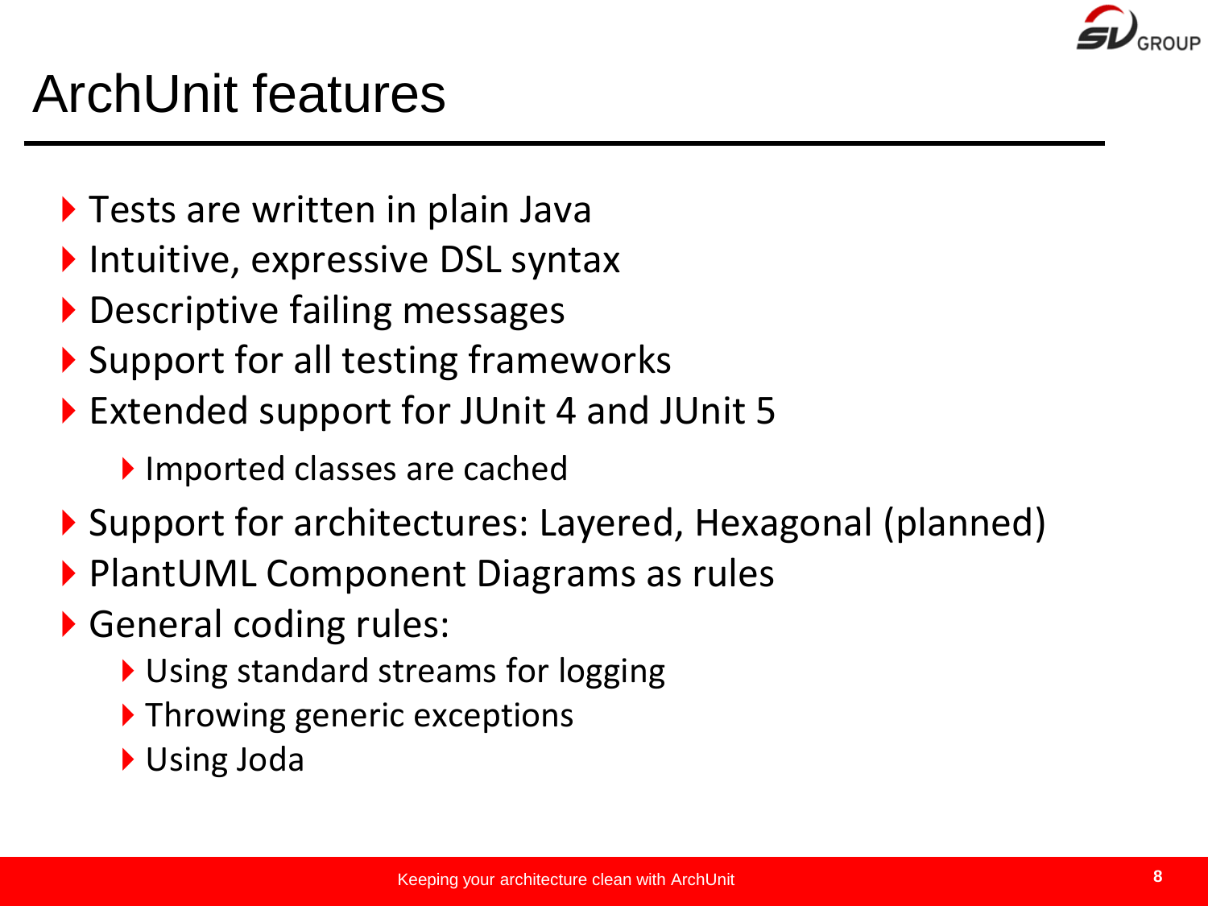# ArchUnit features

- Tests are written in plain Java
- Intuitive, expressive DSL syntax
- Descriptive failing messages
- Support for all testing frameworks
- Extended support for JUnit 4 and JUnit 5
  - Imported classes are cached
- Support for architectures: Layered, Hexagonal (planned)
- PlantUML Component Diagrams as rules
- General coding rules:
  - Using standard streams for logging
  - Throwing generic exceptions
  - Using Joda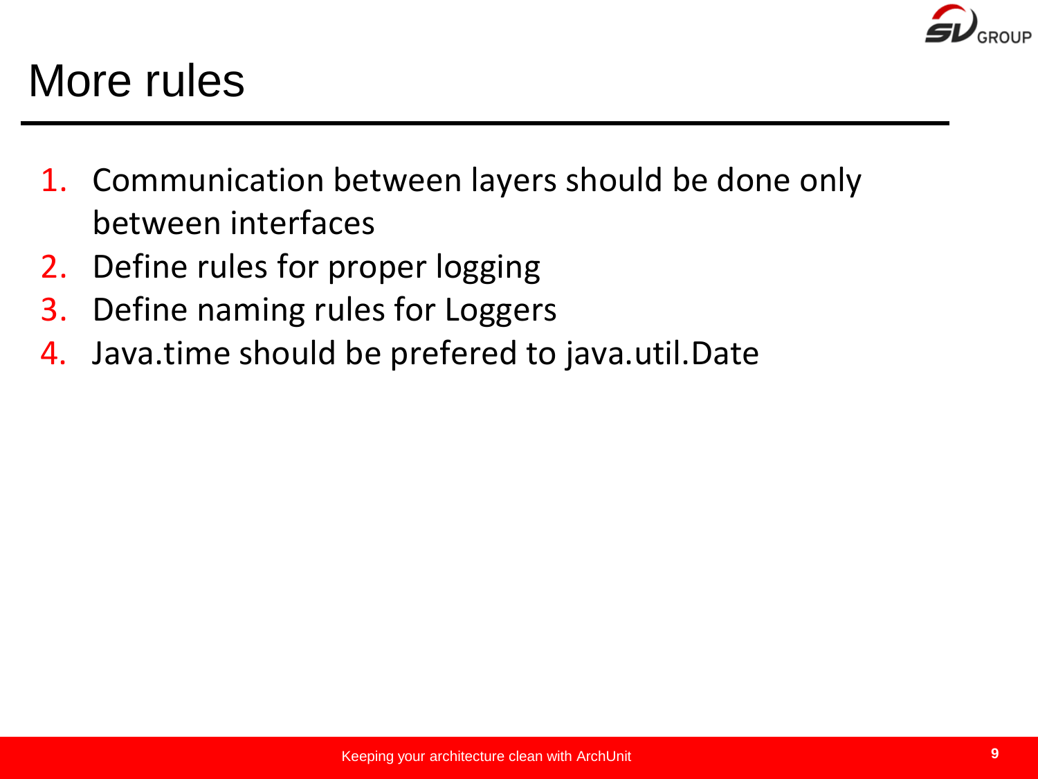# More rules

1. Communication between layers should be done only between interfaces
2. Define rules for proper logging
3. Define naming rules for Loggers
4. Java.time should be prefered to java.util.Date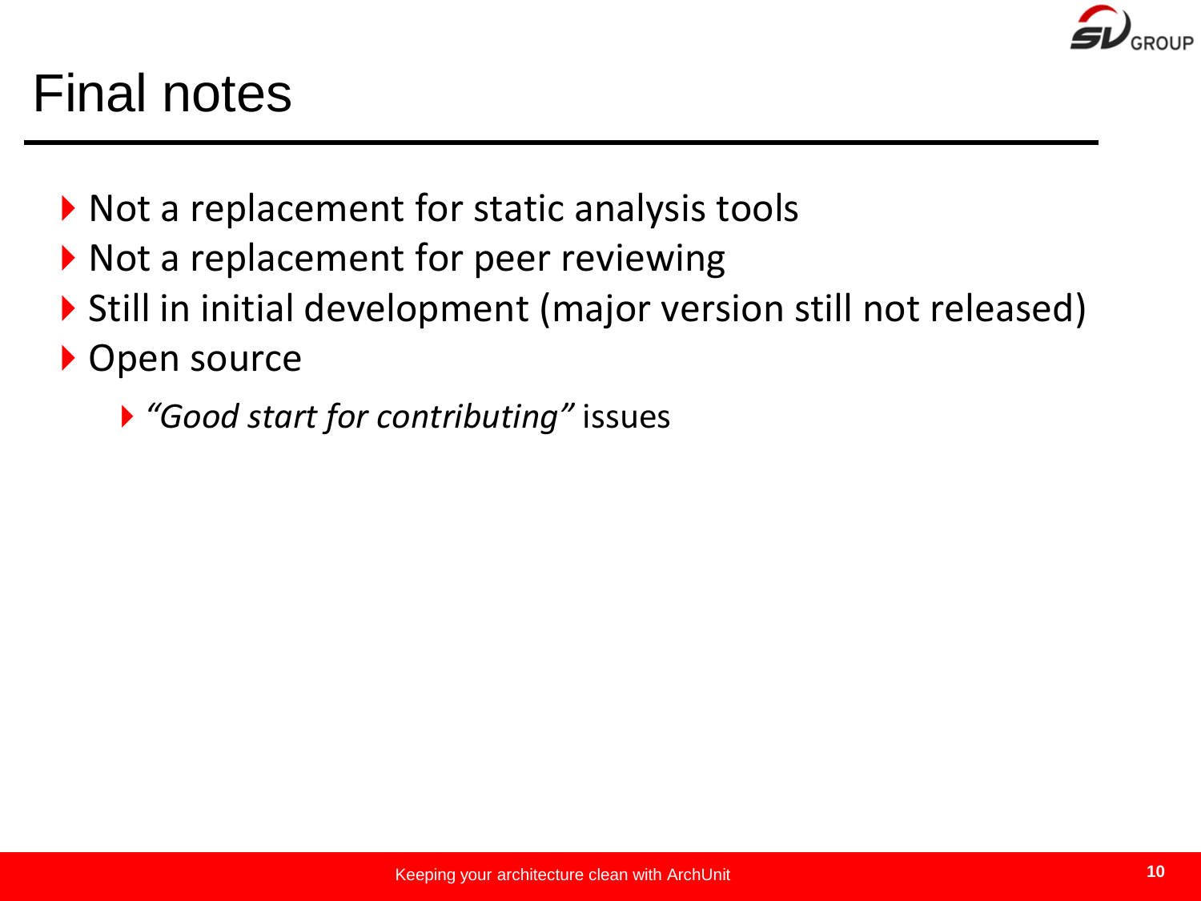# Final notes

- Not a replacement for static analysis tools
- Not a replacement for peer reviewing
- Still in initial development (major version still not released)
- Open source
  - *"Good start for contributing"* issues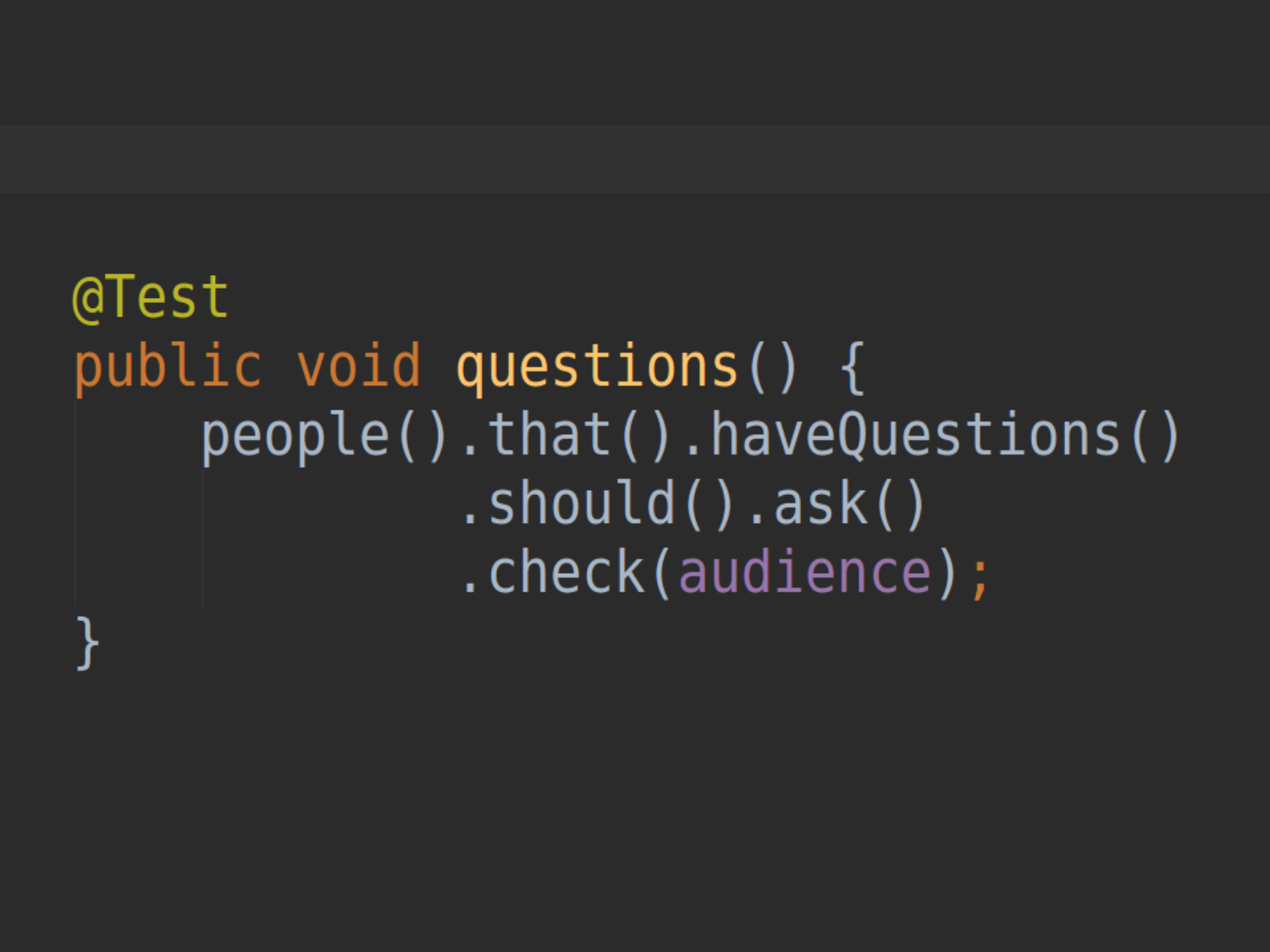```java
@Test
public void questions() {
    people().that().haveQuestions()
            .should().ask()
            .check(audience);
}
```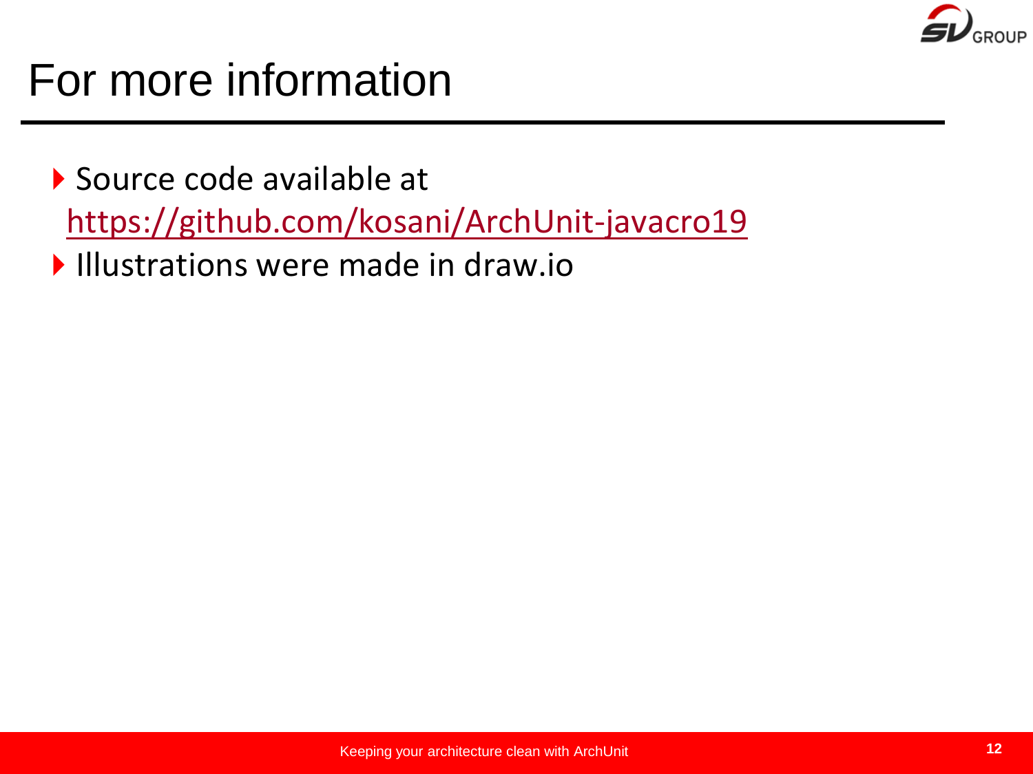# For more information

- Source code available at https://github.com/kosani/ArchUnit-javacro19
- Illustrations were made in draw.io